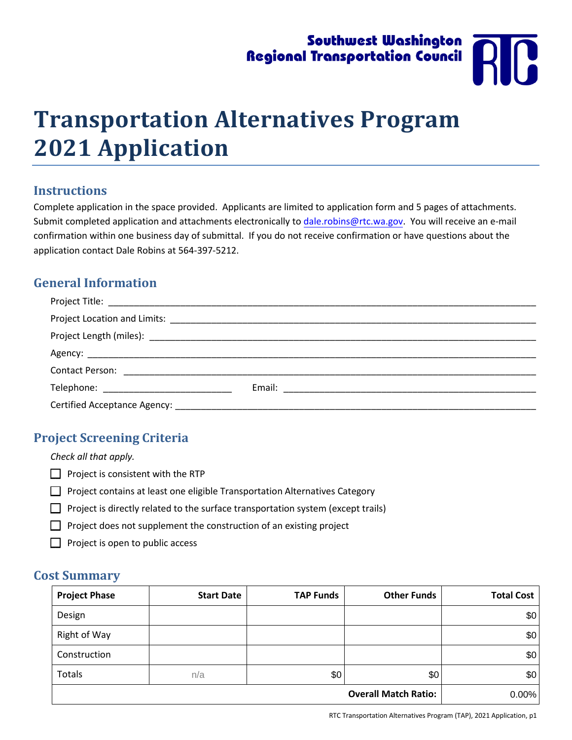Southwest Washington Regional Transportation Council

# Transportation Alternatives Program 2021 Application

## Instructions

Complete application in the space provided. Applicants are limited to application form and 5 pages of attachments. Submit completed application and attachments electronically to dale.robins@rtc.wa.gov. You will receive an e-mail confirmation within one business day of submittal. If you do not receive confirmation or have questions about the application contact Dale Robins at 564-397-5212.

## General Information

Project Title: ______________________________

Project Location and Limits: ______________________________

Project Length (miles): ______________________________

Agency: ______________________________

Contact Person: ______________________________

Telephone: ______________________________ Email: ______________________________

Certified Acceptance Agency: ______________________________

## Project Screening Criteria

*Check all that apply.*

- ☐ Project is consistent with the RTP
- ☐ Project contains at least one eligible Transportation Alternatives Category
- ☐ Project is directly related to the surface transportation system (except trails)
- ☐ Project does not supplement the construction of an existing project
- ☐ Project is open to public access

## Cost Summary

| Project Phase | Start Date | TAP Funds | Other Funds | Total Cost |
|---|---|---|---|---|
| Design | | | | $0 |
| Right of Way | | | | $0 |
| Construction | | | | $0 |
| Totals | n/a | $0 | $0 | $0 |
| | | | **Overall Match Ratio:** | 0.00% |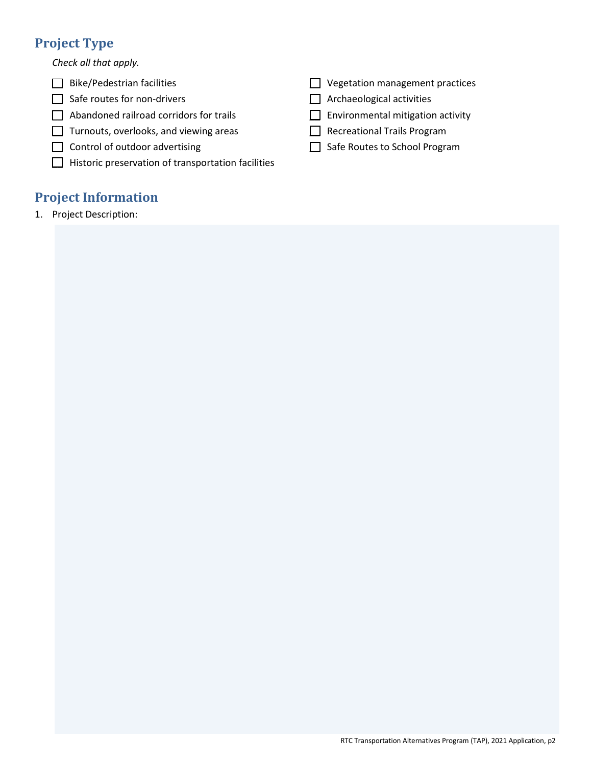## Project Type

*Check all that apply.*

- ☐ Bike/Pedestrian facilities
- ☐ Safe routes for non-drivers
- ☐ Abandoned railroad corridors for trails
- ☐ Turnouts, overlooks, and viewing areas
- ☐ Control of outdoor advertising
- ☐ Historic preservation of transportation facilities
- ☐ Vegetation management practices
- ☐ Archaeological activities
- ☐ Environmental mitigation activity
- ☐ Recreational Trails Program
- ☐ Safe Routes to School Program

## Project Information

1. Project Description: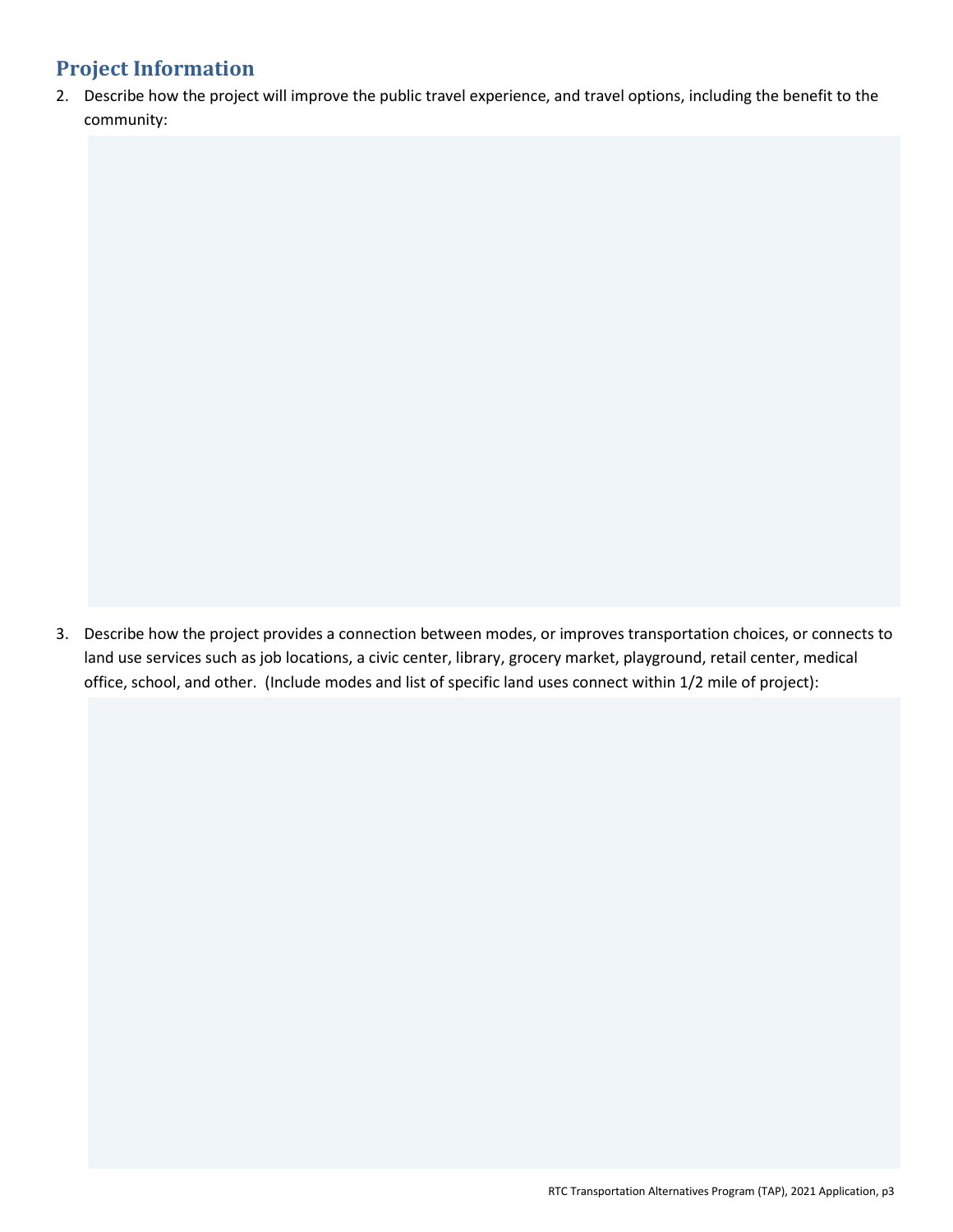## Project Information

2. Describe how the project will improve the public travel experience, and travel options, including the benefit to the community:

3. Describe how the project provides a connection between modes, or improves transportation choices, or connects to land use services such as job locations, a civic center, library, grocery market, playground, retail center, medical office, school, and other. (Include modes and list of specific land uses connect within 1/2 mile of project):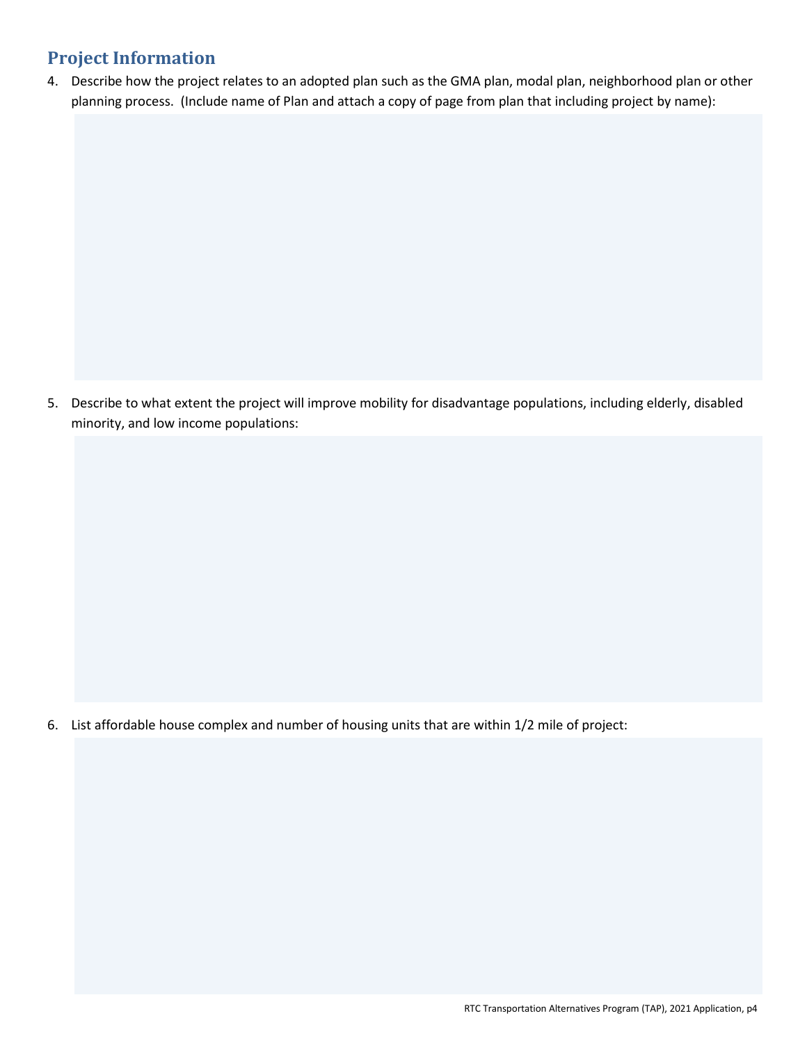## Project Information

4. Describe how the project relates to an adopted plan such as the GMA plan, modal plan, neighborhood plan or other planning process. (Include name of Plan and attach a copy of page from plan that including project by name):

5. Describe to what extent the project will improve mobility for disadvantage populations, including elderly, disabled minority, and low income populations:

6. List affordable house complex and number of housing units that are within 1/2 mile of project: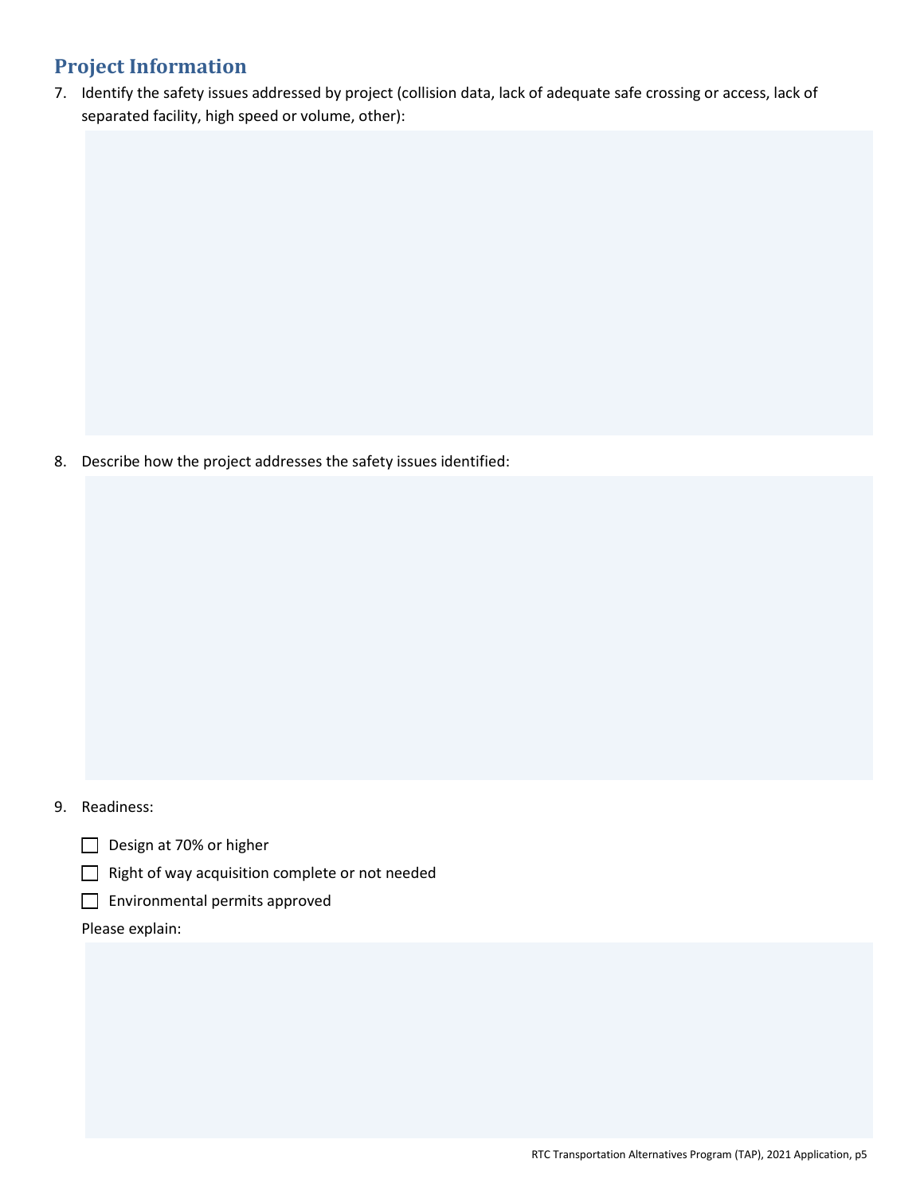## Project Information

7. Identify the safety issues addressed by project (collision data, lack of adequate safe crossing or access, lack of separated facility, high speed or volume, other):

8. Describe how the project addresses the safety issues identified:

9. Readiness:

   - [ ] Design at 70% or higher
   - [ ] Right of way acquisition complete or not needed
   - [ ] Environmental permits approved

   Please explain: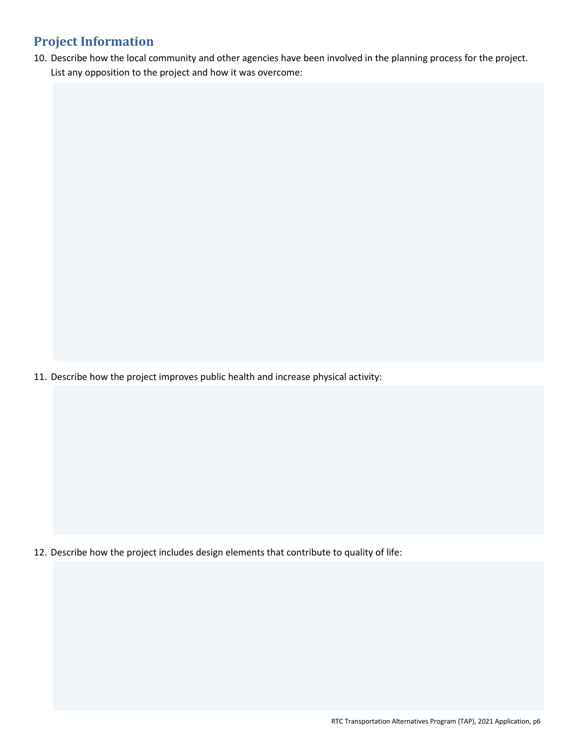## Project Information

10. Describe how the local community and other agencies have been involved in the planning process for the project. List any opposition to the project and how it was overcome:

11. Describe how the project improves public health and increase physical activity:

12. Describe how the project includes design elements that contribute to quality of life: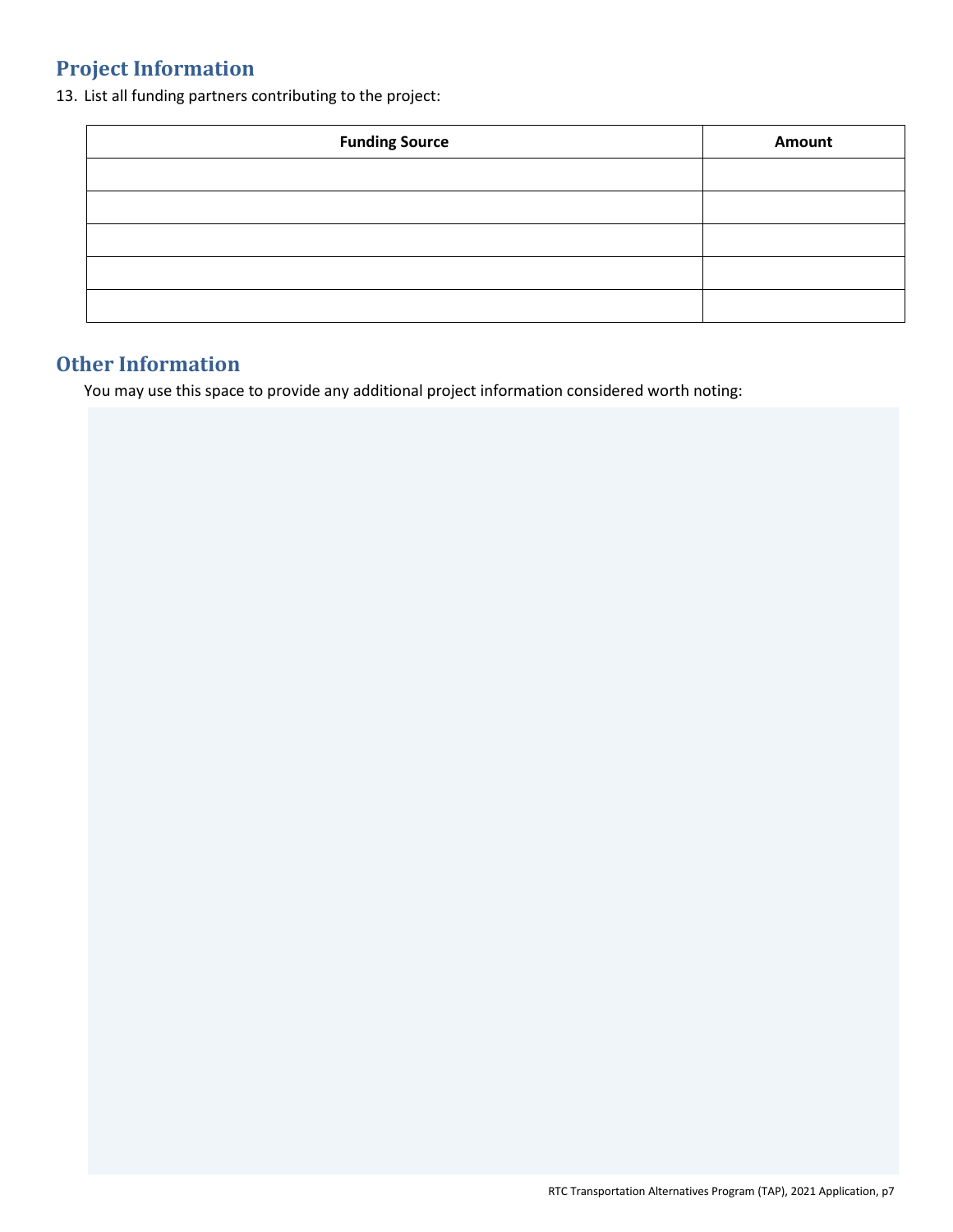## Project Information

13. List all funding partners contributing to the project:

| Funding Source | Amount |
| --- | --- |
| | |
| | |
| | |
| | |
| | |

## Other Information

You may use this space to provide any additional project information considered worth noting: